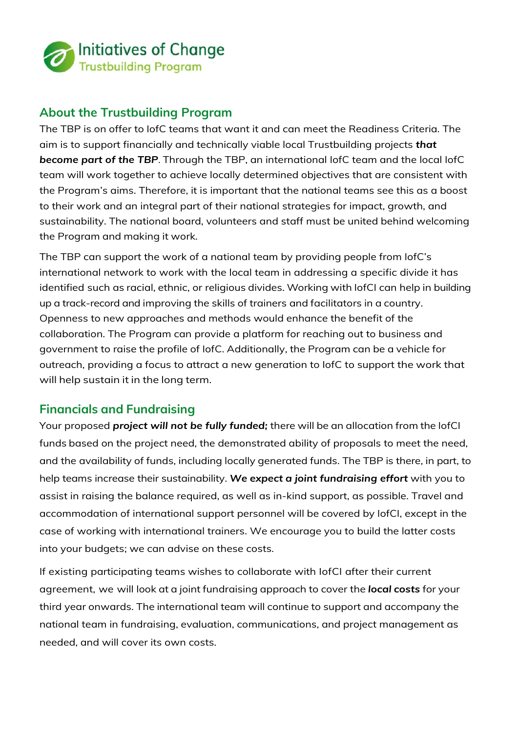# Initiatives of Change

Trustbuilding Program

## About the Trustbuilding Program

The TBP is on offer to IofC teams that want it and can meet the Readiness Criteria. The aim is to support financially and technically viable local Trustbuilding projects ***that become part of the TBP***. Through the TBP, an international IofC team and the local IofC team will work together to achieve locally determined objectives that are consistent with the Program's aims. Therefore, it is important that the national teams see this as a boost to their work and an integral part of their national strategies for impact, growth, and sustainability. The national board, volunteers and staff must be united behind welcoming the Program and making it work.

The TBP can support the work of a national team by providing people from IofC's international network to work with the local team in addressing a specific divide it has identified such as racial, ethnic, or religious divides. Working with IofCI can help in building up a track-record and improving the skills of trainers and facilitators in a country. Openness to new approaches and methods would enhance the benefit of the collaboration. The Program can provide a platform for reaching out to business and government to raise the profile of IofC. Additionally, the Program can be a vehicle for outreach, providing a focus to attract a new generation to IofC to support the work that will help sustain it in the long term.

## Financials and Fundraising

Your proposed ***project will not be fully funded;*** there will be an allocation from the IofCI funds based on the project need, the demonstrated ability of proposals to meet the need, and the availability of funds, including locally generated funds. The TBP is there, in part, to help teams increase their sustainability. ***We expect a joint fundraising effort*** with you to assist in raising the balance required, as well as in-kind support, as possible. Travel and accommodation of international support personnel will be covered by IofCI, except in the case of working with international trainers. We encourage you to build the latter costs into your budgets; we can advise on these costs.

If existing participating teams wishes to collaborate with IofCI after their current agreement, we will look at a joint fundraising approach to cover the ***local costs*** for your third year onwards. The international team will continue to support and accompany the national team in fundraising, evaluation, communications, and project management as needed, and will cover its own costs.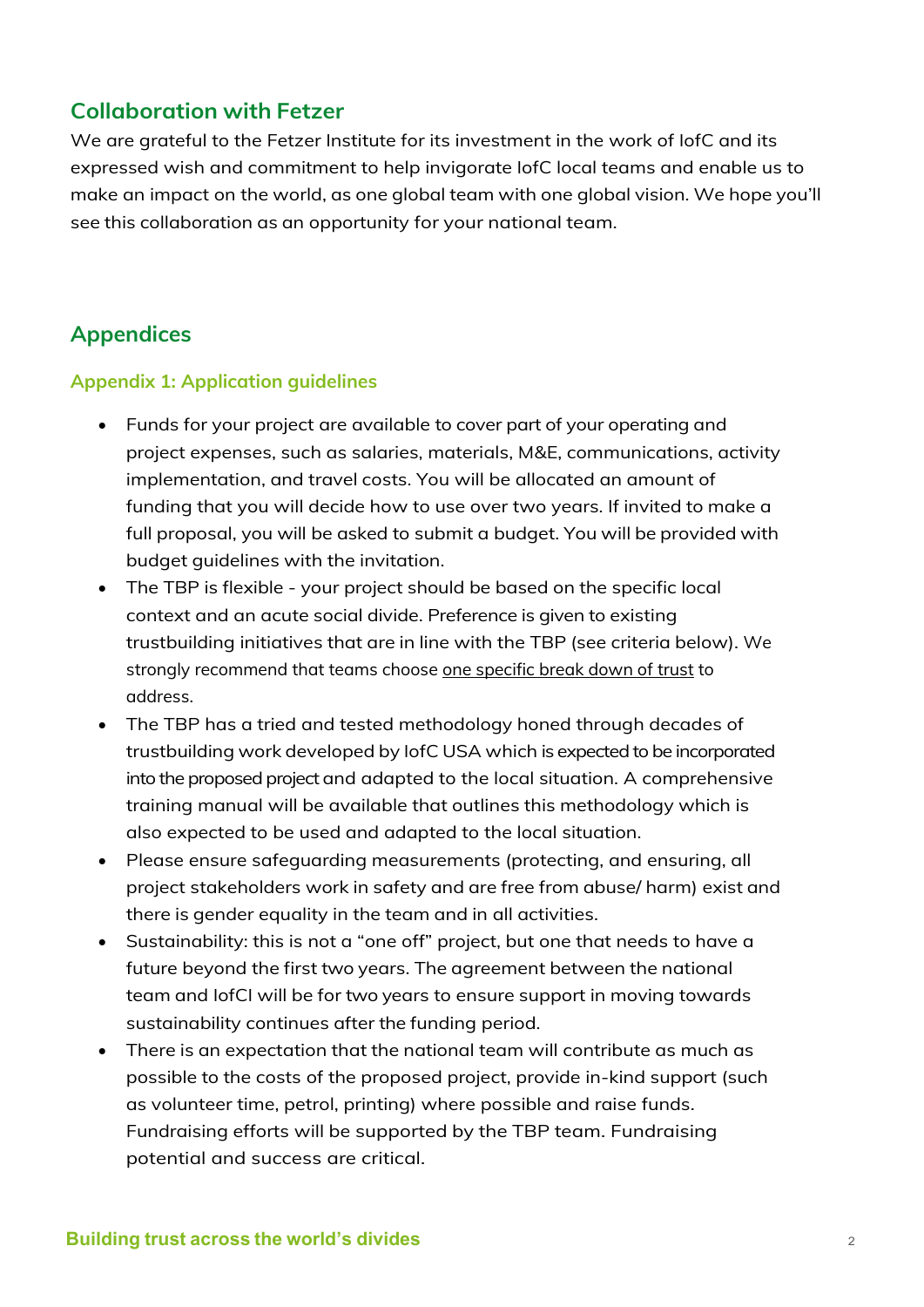## Collaboration with Fetzer

We are grateful to the Fetzer Institute for its investment in the work of IofC and its expressed wish and commitment to help invigorate IofC local teams and enable us to make an impact on the world, as one global team with one global vision. We hope you'll see this collaboration as an opportunity for your national team.

## Appendices

### Appendix 1: Application guidelines

- Funds for your project are available to cover part of your operating and project expenses, such as salaries, materials, M&E, communications, activity implementation, and travel costs. You will be allocated an amount of funding that you will decide how to use over two years. If invited to make a full proposal, you will be asked to submit a budget. You will be provided with budget guidelines with the invitation.
- The TBP is flexible - your project should be based on the specific local context and an acute social divide. Preference is given to existing trustbuilding initiatives that are in line with the TBP (see criteria below). We strongly recommend that teams choose one specific break down of trust to address.
- The TBP has a tried and tested methodology honed through decades of trustbuilding work developed by IofC USA which is expected to be incorporated into the proposed project and adapted to the local situation. A comprehensive training manual will be available that outlines this methodology which is also expected to be used and adapted to the local situation.
- Please ensure safeguarding measurements (protecting, and ensuring, all project stakeholders work in safety and are free from abuse/ harm) exist and there is gender equality in the team and in all activities.
- Sustainability: this is not a "one off" project, but one that needs to have a future beyond the first two years. The agreement between the national team and IofCI will be for two years to ensure support in moving towards sustainability continues after the funding period.
- There is an expectation that the national team will contribute as much as possible to the costs of the proposed project, provide in-kind support (such as volunteer time, petrol, printing) where possible and raise funds. Fundraising efforts will be supported by the TBP team. Fundraising potential and success are critical.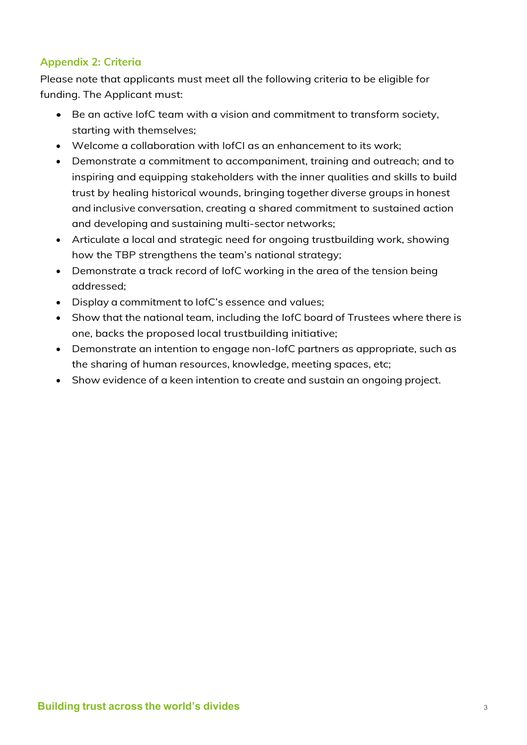## Appendix 2: Criteria

Please note that applicants must meet all the following criteria to be eligible for funding. The Applicant must:

- Be an active IofC team with a vision and commitment to transform society, starting with themselves;
- Welcome a collaboration with IofCI as an enhancement to its work;
- Demonstrate a commitment to accompaniment, training and outreach; and to inspiring and equipping stakeholders with the inner qualities and skills to build trust by healing historical wounds, bringing together diverse groups in honest and inclusive conversation, creating a shared commitment to sustained action and developing and sustaining multi-sector networks;
- Articulate a local and strategic need for ongoing trustbuilding work, showing how the TBP strengthens the team's national strategy;
- Demonstrate a track record of IofC working in the area of the tension being addressed;
- Display a commitment to IofC's essence and values;
- Show that the national team, including the IofC board of Trustees where there is one, backs the proposed local trustbuilding initiative;
- Demonstrate an intention to engage non-IofC partners as appropriate, such as the sharing of human resources, knowledge, meeting spaces, etc;
- Show evidence of a keen intention to create and sustain an ongoing project.